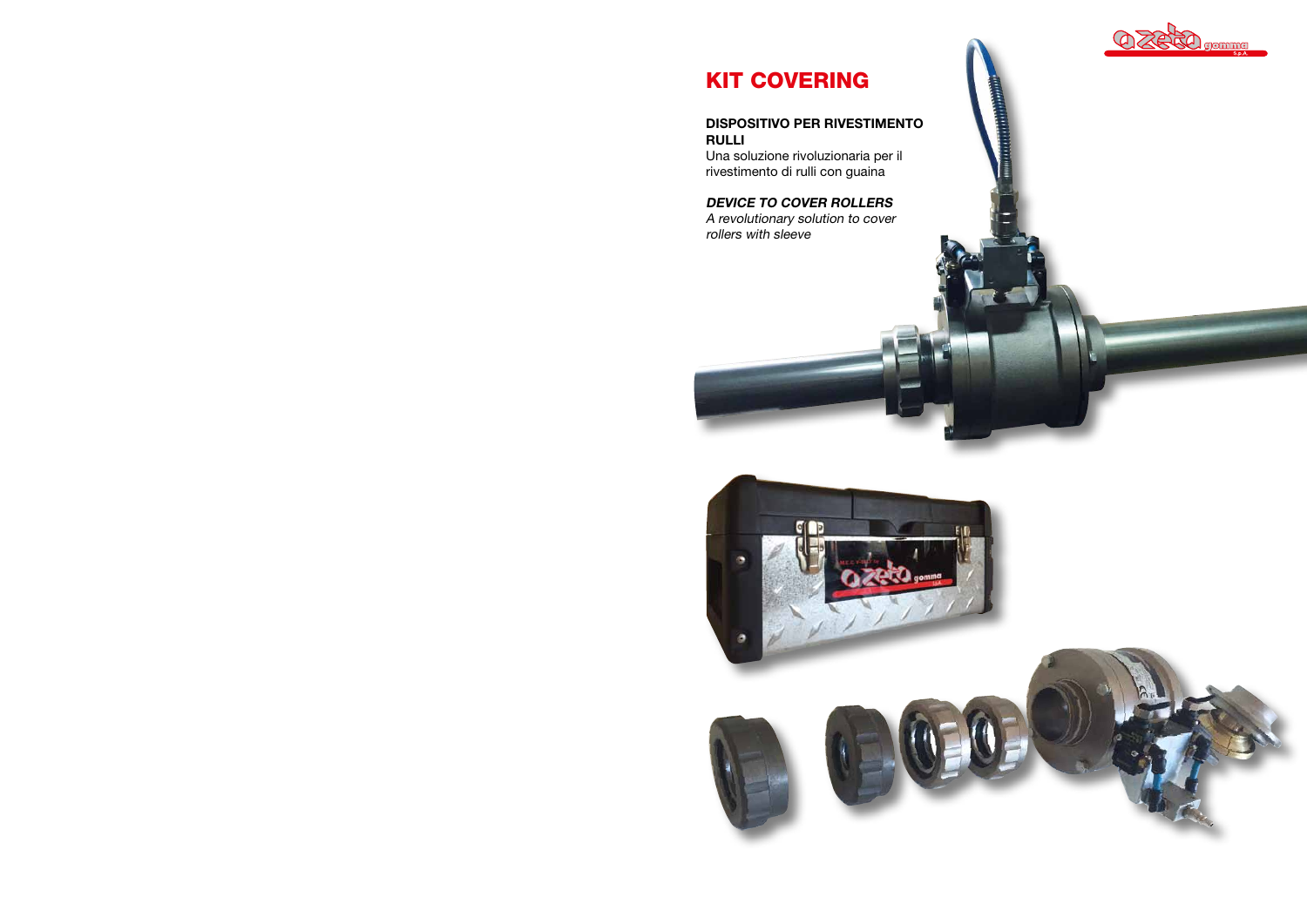# KIT COVERING

**DISPOSITIVO PER RIVESTIMENTO RULLI**
Una soluzione rivoluzionaria per il rivestimento di rulli con guaina

***DEVICE TO COVER ROLLERS***
*A revolutionary solution to cover rollers with sleeve*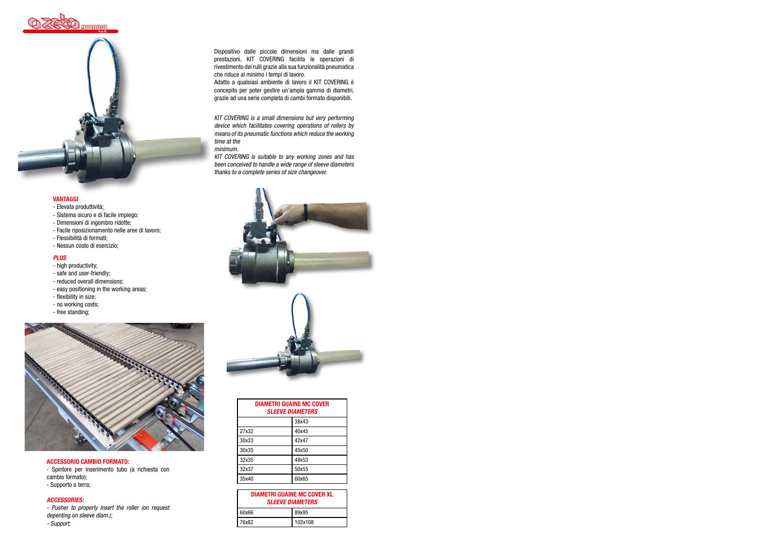Dispositivo dalle piccole dimensioni ma dalle grandi prestazioni, KIT COVERING facilita le operazioni di rivestimento dei rulli grazie alla sua funzionalità pneumatica che riduce al minimo i tempi di lavoro.
Adatto a qualsiasi ambiente di lavoro il KIT COVERING è concepito per poter gestire un'ampia gamma di diametri, grazie ad una serie completa di cambi formato disponibili.

*KIT COVERING is a small dimensions but very performing device which facilitates covering operations of rollers by means of its pneumatic functions which reduce the working time at the minimum.*
*KIT COVERING is suitable to any working zones and has been conceived to handle a wide range of sleeve diameters thanks to a complete series of size changeover.*

**VANTAGGI**

- Elevata produttività;
- Sistema sicuro e di facile impiego;
- Dimensioni di ingombro ridotte;
- Facile riposizionamento nelle aree di lavoro;
- Flessibilità di formati;
- Nessun costo di esercizio;

***PLUS***

- high productivity;
- safe and user-friendly;
- reduced overall dimensions;
- easy positioning in the working areas;
- flexibility in size;
- no working costs;
- free standing;

**ACCESSORIO CAMBIO FORMATO:**

- Spintore per inserimento tubo (a richiesta con cambio formato);
- Supporto a terra;

***ACCESSORIES:***

- *Pusher to properly insert the roller (on request depenting on sleeve diam.);*
- *Support;*

| DIAMETRI GUAINE MC COVER *SLEEVE DIAMETERS* | |
|---|---|
| | 38x43 |
| 27x32 | 40x45 |
| 30x33 | 42x47 |
| 30x35 | 45x50 |
| 32x35 | 48x53 |
| 32x37 | 50x55 |
| 35x40 | 60x65 |

| DIAMETRI GUAINE MC COVER XL *SLEEVE DIAMETERS* | |
|---|---|
| 60x66 | 89x95 |
| 76x82 | 102x108 |